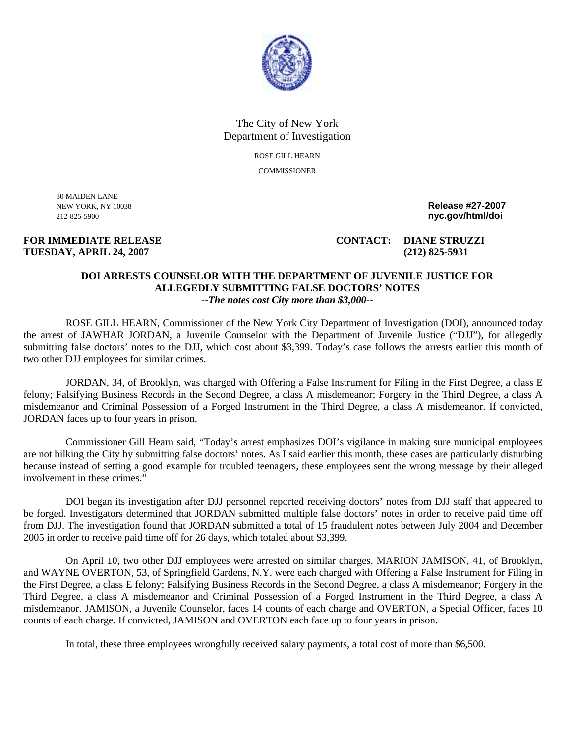The City of New York
Department of Investigation

ROSE GILL HEARN
COMMISSIONER

80 MAIDEN LANE
NEW YORK, NY 10038
212-825-5900

**Release #27-2007**
**nyc.gov/html/doi**

**FOR IMMEDIATE RELEASE**
**TUESDAY, APRIL 24, 2007**

**CONTACT: DIANE STRUZZI**
**(212) 825-5931**

**DOI ARRESTS COUNSELOR WITH THE DEPARTMENT OF JUVENILE JUSTICE FOR ALLEGEDLY SUBMITTING FALSE DOCTORS' NOTES**
***--The notes cost City more than $3,000--***

ROSE GILL HEARN, Commissioner of the New York City Department of Investigation (DOI), announced today the arrest of JAWHAR JORDAN, a Juvenile Counselor with the Department of Juvenile Justice ("DJJ"), for allegedly submitting false doctors' notes to the DJJ, which cost about $3,399. Today's case follows the arrests earlier this month of two other DJJ employees for similar crimes.

JORDAN, 34, of Brooklyn, was charged with Offering a False Instrument for Filing in the First Degree, a class E felony; Falsifying Business Records in the Second Degree, a class A misdemeanor; Forgery in the Third Degree, a class A misdemeanor and Criminal Possession of a Forged Instrument in the Third Degree, a class A misdemeanor. If convicted, JORDAN faces up to four years in prison.

Commissioner Gill Hearn said, "Today's arrest emphasizes DOI's vigilance in making sure municipal employees are not bilking the City by submitting false doctors' notes. As I said earlier this month, these cases are particularly disturbing because instead of setting a good example for troubled teenagers, these employees sent the wrong message by their alleged involvement in these crimes."

DOI began its investigation after DJJ personnel reported receiving doctors' notes from DJJ staff that appeared to be forged. Investigators determined that JORDAN submitted multiple false doctors' notes in order to receive paid time off from DJJ. The investigation found that JORDAN submitted a total of 15 fraudulent notes between July 2004 and December 2005 in order to receive paid time off for 26 days, which totaled about $3,399.

On April 10, two other DJJ employees were arrested on similar charges. MARION JAMISON, 41, of Brooklyn, and WAYNE OVERTON, 53, of Springfield Gardens, N.Y. were each charged with Offering a False Instrument for Filing in the First Degree, a class E felony; Falsifying Business Records in the Second Degree, a class A misdemeanor; Forgery in the Third Degree, a class A misdemeanor and Criminal Possession of a Forged Instrument in the Third Degree, a class A misdemeanor. JAMISON, a Juvenile Counselor, faces 14 counts of each charge and OVERTON, a Special Officer, faces 10 counts of each charge. If convicted, JAMISON and OVERTON each face up to four years in prison.

In total, these three employees wrongfully received salary payments, a total cost of more than $6,500.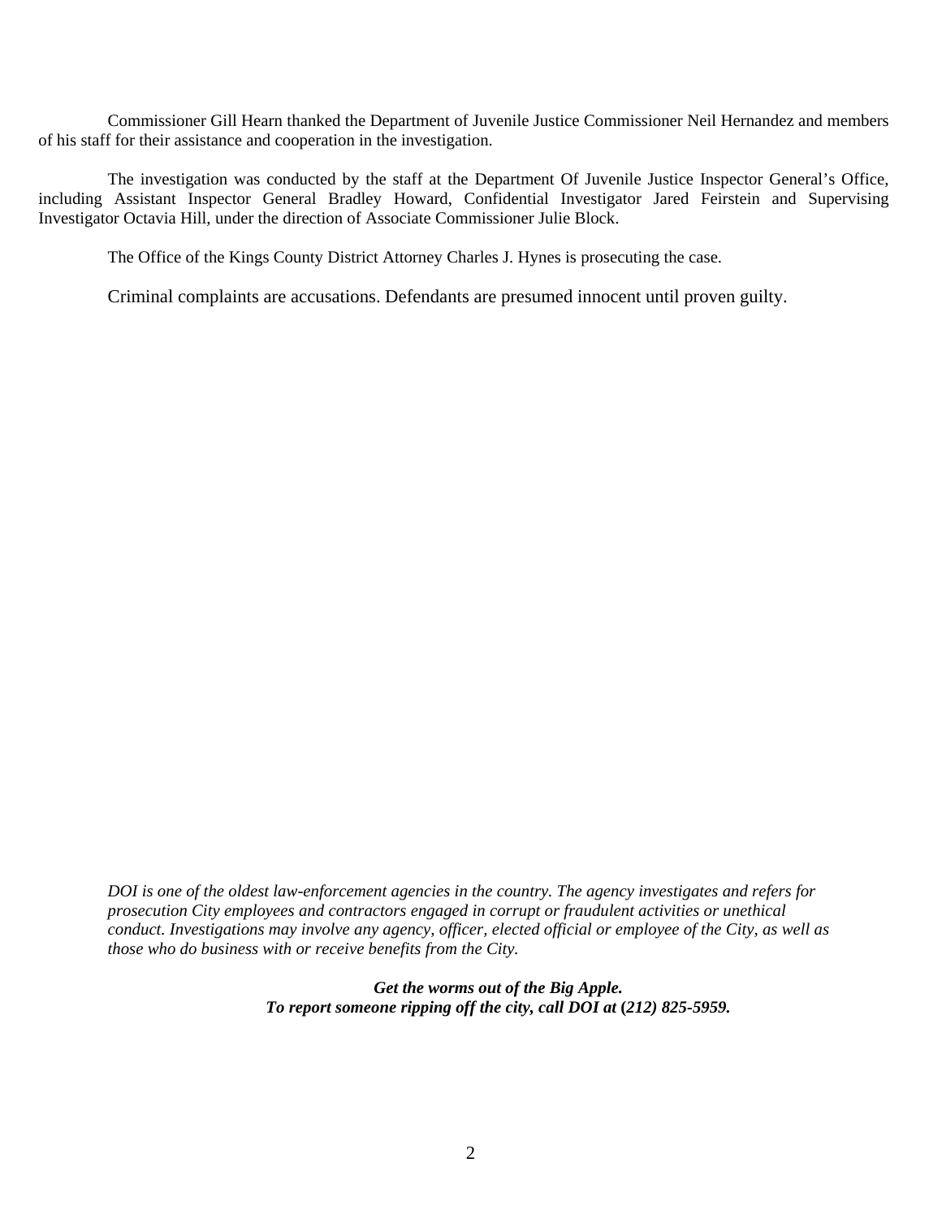Commissioner Gill Hearn thanked the Department of Juvenile Justice Commissioner Neil Hernandez and members of his staff for their assistance and cooperation in the investigation.

The investigation was conducted by the staff at the Department Of Juvenile Justice Inspector General's Office, including Assistant Inspector General Bradley Howard, Confidential Investigator Jared Feirstein and Supervising Investigator Octavia Hill, under the direction of Associate Commissioner Julie Block.

The Office of the Kings County District Attorney Charles J. Hynes is prosecuting the case.

Criminal complaints are accusations. Defendants are presumed innocent until proven guilty.

*DOI is one of the oldest law-enforcement agencies in the country. The agency investigates and refers for prosecution City employees and contractors engaged in corrupt or fraudulent activities or unethical conduct. Investigations may involve any agency, officer, elected official or employee of the City, as well as those who do business with or receive benefits from the City.*

***Get the worms out of the Big Apple.***
***To report someone ripping off the city, call DOI at (212) 825-5959.***